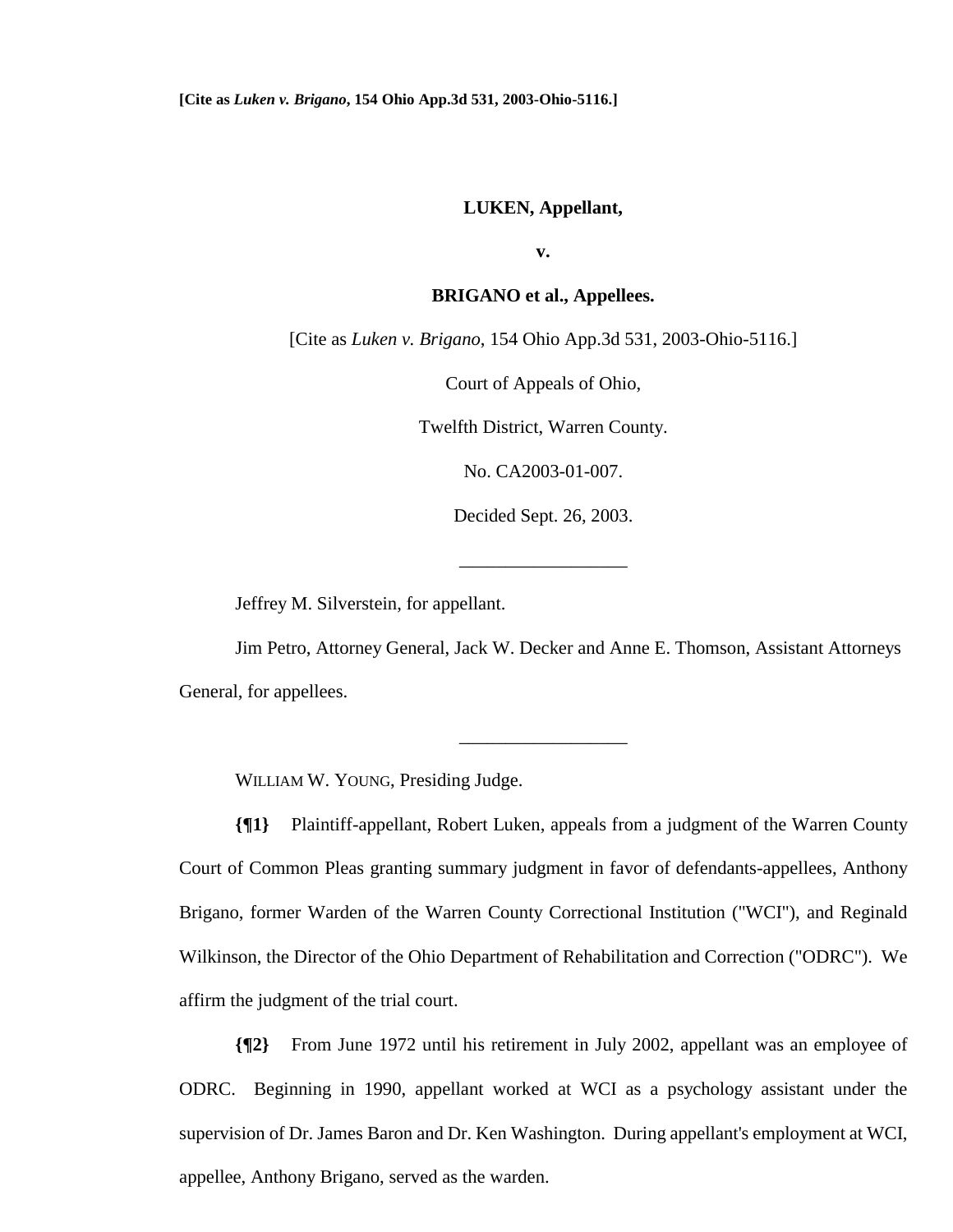[Cite as *Luken v. Brigano*, 154 Ohio App.3d 531, 2003-Ohio-5116.]

**LUKEN, Appellant,**

**v.**

**BRIGANO et al., Appellees.**

[Cite as *Luken v. Brigano*, 154 Ohio App.3d 531, 2003-Ohio-5116.]

Court of Appeals of Ohio,

Twelfth District, Warren County.

No. CA2003-01-007.

Decided Sept. 26, 2003.

---

Jeffrey M. Silverstein, for appellant.

Jim Petro, Attorney General, Jack W. Decker and Anne E. Thomson, Assistant Attorneys General, for appellees.

---

WILLIAM W. YOUNG, Presiding Judge.

**{¶1}** Plaintiff-appellant, Robert Luken, appeals from a judgment of the Warren County Court of Common Pleas granting summary judgment in favor of defendants-appellees, Anthony Brigano, former Warden of the Warren County Correctional Institution ("WCI"), and Reginald Wilkinson, the Director of the Ohio Department of Rehabilitation and Correction ("ODRC"). We affirm the judgment of the trial court.

**{¶2}** From June 1972 until his retirement in July 2002, appellant was an employee of ODRC. Beginning in 1990, appellant worked at WCI as a psychology assistant under the supervision of Dr. James Baron and Dr. Ken Washington. During appellant's employment at WCI, appellee, Anthony Brigano, served as the warden.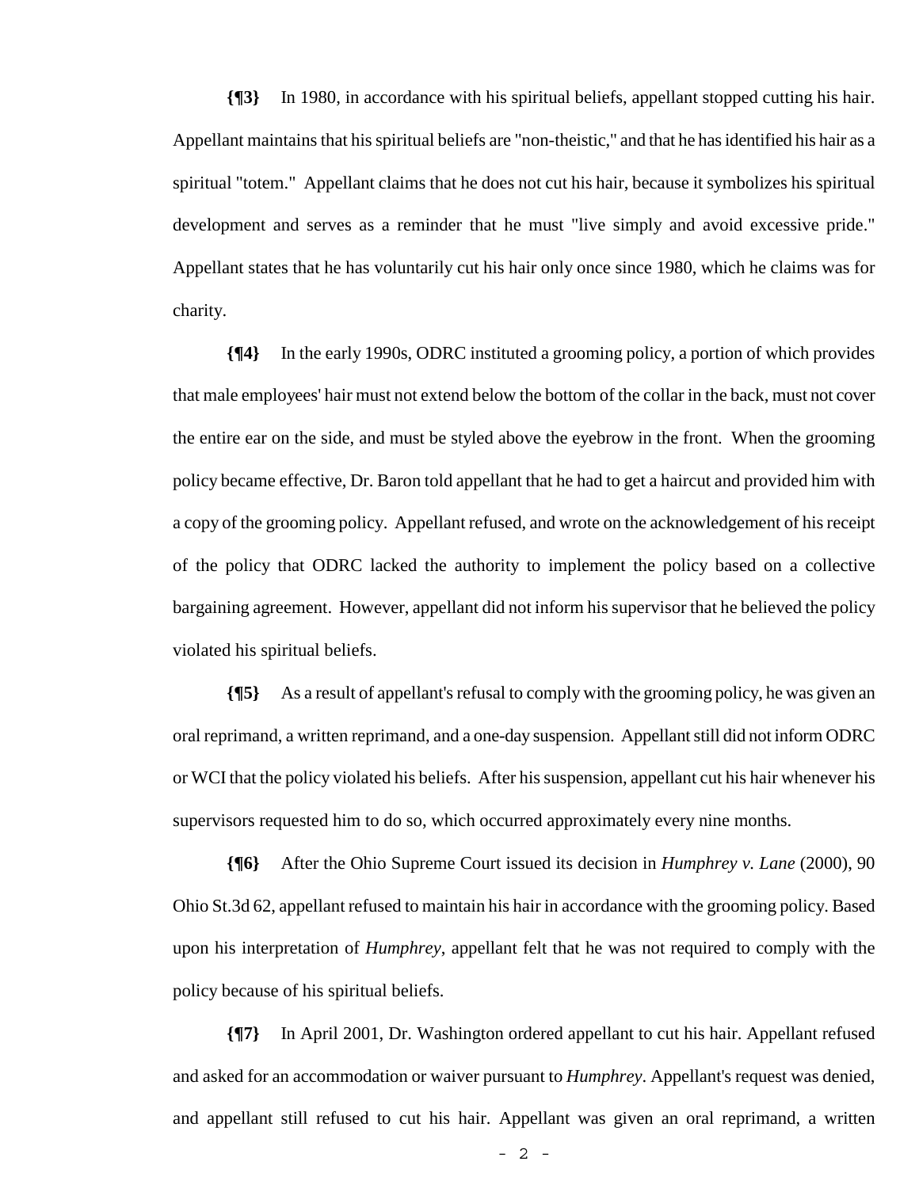**{¶3}** In 1980, in accordance with his spiritual beliefs, appellant stopped cutting his hair. Appellant maintains that his spiritual beliefs are "non-theistic," and that he has identified his hair as a spiritual "totem." Appellant claims that he does not cut his hair, because it symbolizes his spiritual development and serves as a reminder that he must "live simply and avoid excessive pride." Appellant states that he has voluntarily cut his hair only once since 1980, which he claims was for charity.

**{¶4}** In the early 1990s, ODRC instituted a grooming policy, a portion of which provides that male employees' hair must not extend below the bottom of the collar in the back, must not cover the entire ear on the side, and must be styled above the eyebrow in the front. When the grooming policy became effective, Dr. Baron told appellant that he had to get a haircut and provided him with a copy of the grooming policy. Appellant refused, and wrote on the acknowledgement of his receipt of the policy that ODRC lacked the authority to implement the policy based on a collective bargaining agreement. However, appellant did not inform his supervisor that he believed the policy violated his spiritual beliefs.

**{¶5}** As a result of appellant's refusal to comply with the grooming policy, he was given an oral reprimand, a written reprimand, and a one-day suspension. Appellant still did not inform ODRC or WCI that the policy violated his beliefs. After his suspension, appellant cut his hair whenever his supervisors requested him to do so, which occurred approximately every nine months.

**{¶6}** After the Ohio Supreme Court issued its decision in *Humphrey v. Lane* (2000), 90 Ohio St.3d 62, appellant refused to maintain his hair in accordance with the grooming policy. Based upon his interpretation of *Humphrey*, appellant felt that he was not required to comply with the policy because of his spiritual beliefs.

**{¶7}** In April 2001, Dr. Washington ordered appellant to cut his hair. Appellant refused and asked for an accommodation or waiver pursuant to *Humphrey*. Appellant's request was denied, and appellant still refused to cut his hair. Appellant was given an oral reprimand, a written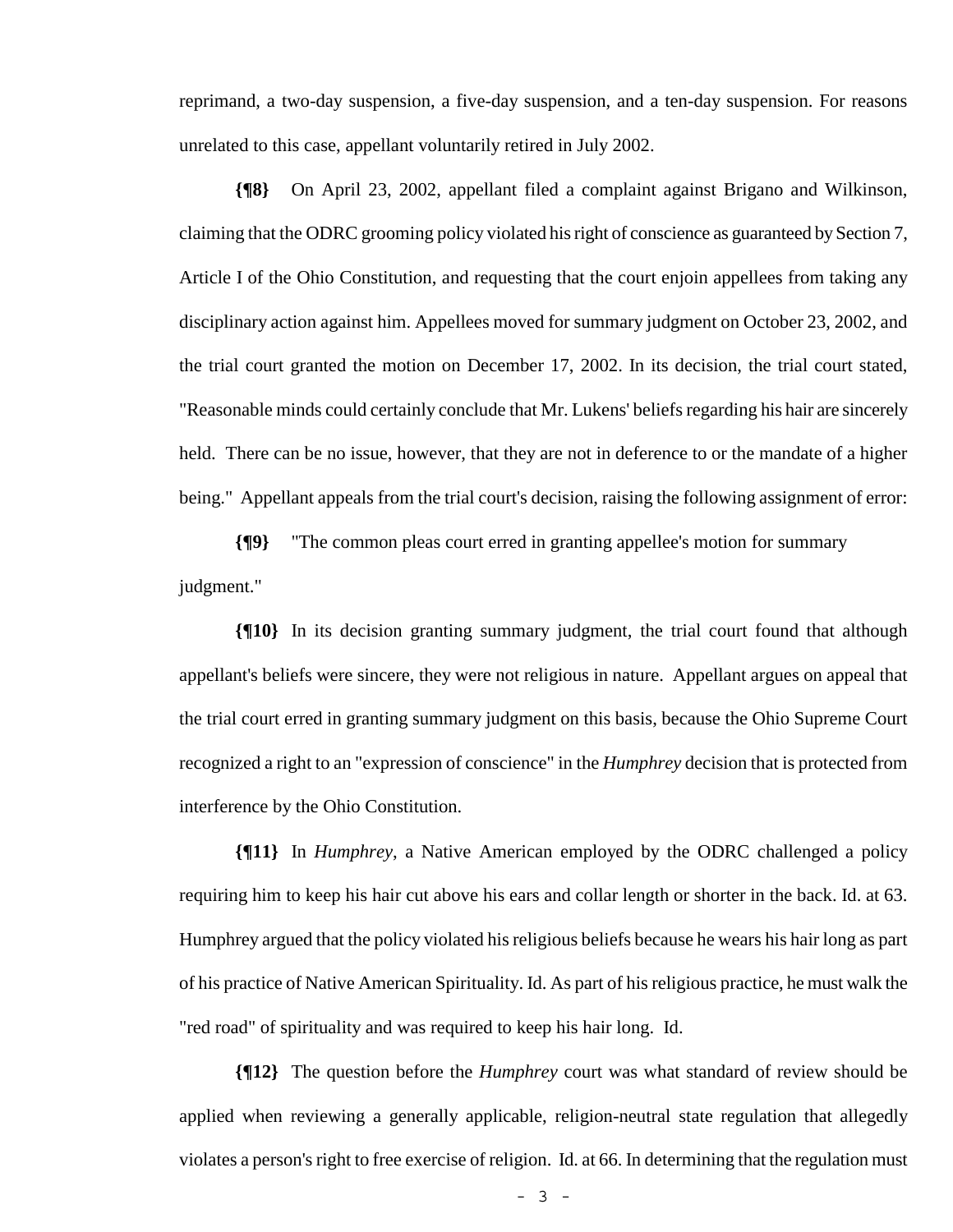reprimand, a two-day suspension, a five-day suspension, and a ten-day suspension. For reasons unrelated to this case, appellant voluntarily retired in July 2002.

**{¶8}** On April 23, 2002, appellant filed a complaint against Brigano and Wilkinson, claiming that the ODRC grooming policy violated his right of conscience as guaranteed by Section 7, Article I of the Ohio Constitution, and requesting that the court enjoin appellees from taking any disciplinary action against him. Appellees moved for summary judgment on October 23, 2002, and the trial court granted the motion on December 17, 2002. In its decision, the trial court stated, "Reasonable minds could certainly conclude that Mr. Lukens' beliefs regarding his hair are sincerely held. There can be no issue, however, that they are not in deference to or the mandate of a higher being." Appellant appeals from the trial court's decision, raising the following assignment of error:

**{¶9}** "The common pleas court erred in granting appellee's motion for summary judgment."

**{¶10}** In its decision granting summary judgment, the trial court found that although appellant's beliefs were sincere, they were not religious in nature. Appellant argues on appeal that the trial court erred in granting summary judgment on this basis, because the Ohio Supreme Court recognized a right to an "expression of conscience" in the *Humphrey* decision that is protected from interference by the Ohio Constitution.

**{¶11}** In *Humphrey*, a Native American employed by the ODRC challenged a policy requiring him to keep his hair cut above his ears and collar length or shorter in the back. Id. at 63. Humphrey argued that the policy violated his religious beliefs because he wears his hair long as part of his practice of Native American Spirituality. Id. As part of his religious practice, he must walk the "red road" of spirituality and was required to keep his hair long. Id.

**{¶12}** The question before the *Humphrey* court was what standard of review should be applied when reviewing a generally applicable, religion-neutral state regulation that allegedly violates a person's right to free exercise of religion. Id. at 66. In determining that the regulation must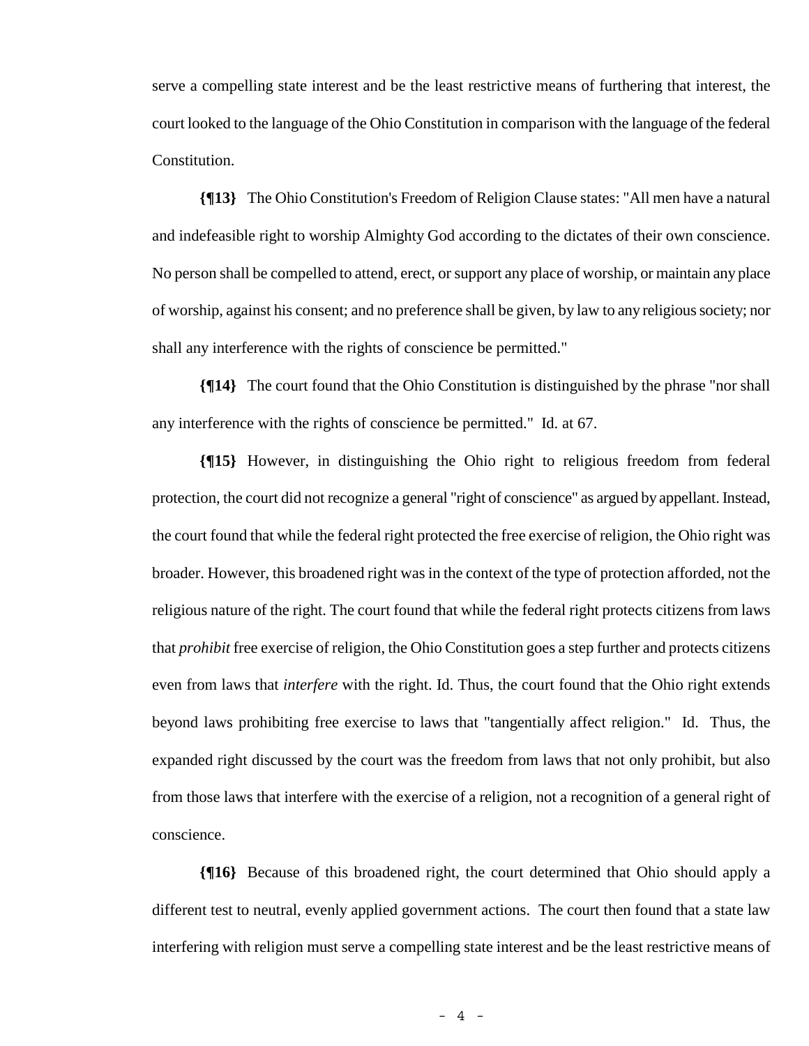serve a compelling state interest and be the least restrictive means of furthering that interest, the court looked to the language of the Ohio Constitution in comparison with the language of the federal Constitution.

**{¶13}** The Ohio Constitution's Freedom of Religion Clause states: "All men have a natural and indefeasible right to worship Almighty God according to the dictates of their own conscience. No person shall be compelled to attend, erect, or support any place of worship, or maintain any place of worship, against his consent; and no preference shall be given, by law to any religious society; nor shall any interference with the rights of conscience be permitted."

**{¶14}** The court found that the Ohio Constitution is distinguished by the phrase "nor shall any interference with the rights of conscience be permitted." Id. at 67.

**{¶15}** However, in distinguishing the Ohio right to religious freedom from federal protection, the court did not recognize a general "right of conscience" as argued by appellant. Instead, the court found that while the federal right protected the free exercise of religion, the Ohio right was broader. However, this broadened right was in the context of the type of protection afforded, not the religious nature of the right. The court found that while the federal right protects citizens from laws that *prohibit* free exercise of religion, the Ohio Constitution goes a step further and protects citizens even from laws that *interfere* with the right. Id. Thus, the court found that the Ohio right extends beyond laws prohibiting free exercise to laws that "tangentially affect religion." Id. Thus, the expanded right discussed by the court was the freedom from laws that not only prohibit, but also from those laws that interfere with the exercise of a religion, not a recognition of a general right of conscience.

**{¶16}** Because of this broadened right, the court determined that Ohio should apply a different test to neutral, evenly applied government actions. The court then found that a state law interfering with religion must serve a compelling state interest and be the least restrictive means of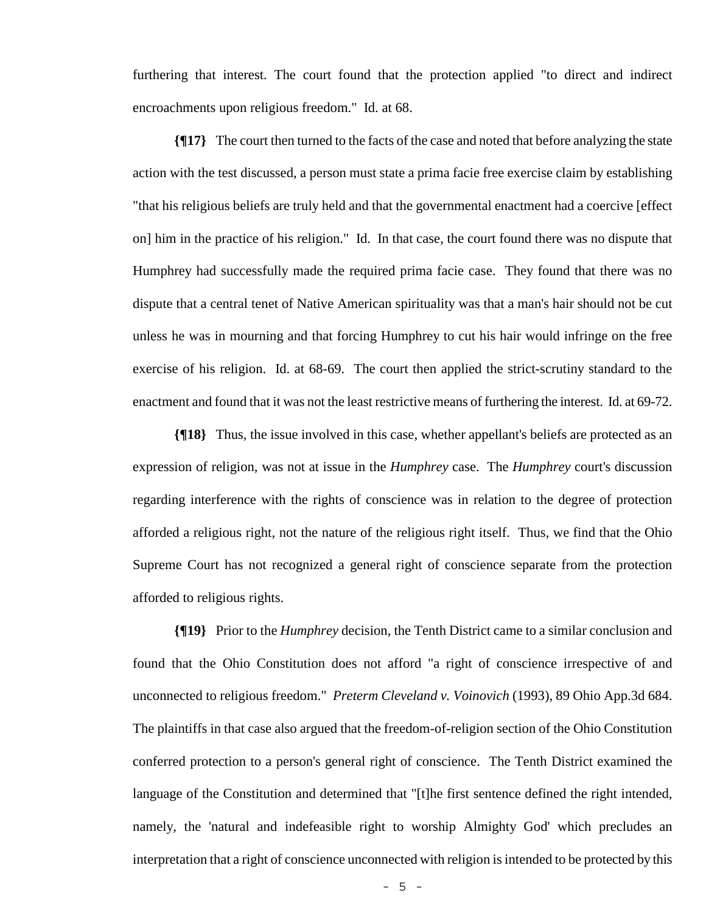furthering that interest. The court found that the protection applied "to direct and indirect encroachments upon religious freedom." Id. at 68.

**{¶17}** The court then turned to the facts of the case and noted that before analyzing the state action with the test discussed, a person must state a prima facie free exercise claim by establishing "that his religious beliefs are truly held and that the governmental enactment had a coercive [effect on] him in the practice of his religion." Id. In that case, the court found there was no dispute that Humphrey had successfully made the required prima facie case. They found that there was no dispute that a central tenet of Native American spirituality was that a man's hair should not be cut unless he was in mourning and that forcing Humphrey to cut his hair would infringe on the free exercise of his religion. Id. at 68-69. The court then applied the strict-scrutiny standard to the enactment and found that it was not the least restrictive means of furthering the interest. Id. at 69-72.

**{¶18}** Thus, the issue involved in this case, whether appellant's beliefs are protected as an expression of religion, was not at issue in the *Humphrey* case. The *Humphrey* court's discussion regarding interference with the rights of conscience was in relation to the degree of protection afforded a religious right, not the nature of the religious right itself. Thus, we find that the Ohio Supreme Court has not recognized a general right of conscience separate from the protection afforded to religious rights.

**{¶19}** Prior to the *Humphrey* decision, the Tenth District came to a similar conclusion and found that the Ohio Constitution does not afford "a right of conscience irrespective of and unconnected to religious freedom." *Preterm Cleveland v. Voinovich* (1993), 89 Ohio App.3d 684. The plaintiffs in that case also argued that the freedom-of-religion section of the Ohio Constitution conferred protection to a person's general right of conscience. The Tenth District examined the language of the Constitution and determined that "[t]he first sentence defined the right intended, namely, the 'natural and indefeasible right to worship Almighty God' which precludes an interpretation that a right of conscience unconnected with religion is intended to be protected by this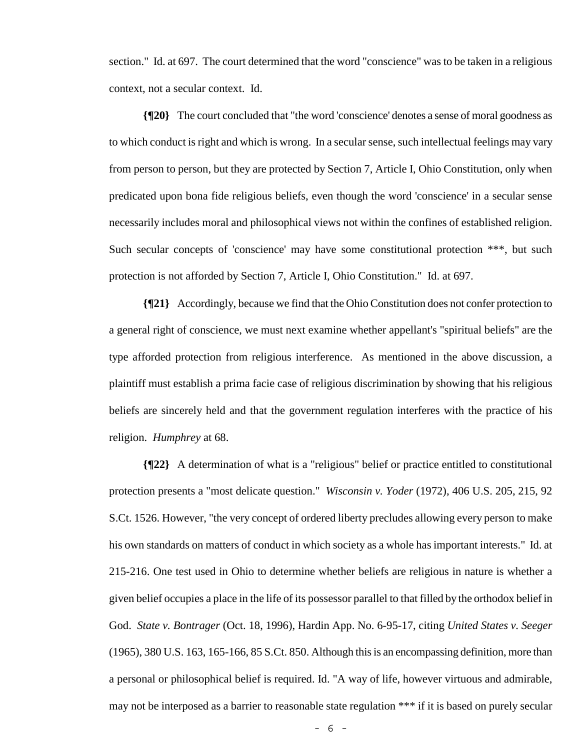section." Id. at 697. The court determined that the word "conscience" was to be taken in a religious context, not a secular context. Id.

**{¶20}** The court concluded that "the word 'conscience' denotes a sense of moral goodness as to which conduct is right and which is wrong. In a secular sense, such intellectual feelings may vary from person to person, but they are protected by Section 7, Article I, Ohio Constitution, only when predicated upon bona fide religious beliefs, even though the word 'conscience' in a secular sense necessarily includes moral and philosophical views not within the confines of established religion. Such secular concepts of 'conscience' may have some constitutional protection ***, but such protection is not afforded by Section 7, Article I, Ohio Constitution." Id. at 697.

**{¶21}** Accordingly, because we find that the Ohio Constitution does not confer protection to a general right of conscience, we must next examine whether appellant's "spiritual beliefs" are the type afforded protection from religious interference. As mentioned in the above discussion, a plaintiff must establish a prima facie case of religious discrimination by showing that his religious beliefs are sincerely held and that the government regulation interferes with the practice of his religion. *Humphrey* at 68.

**{¶22}** A determination of what is a "religious" belief or practice entitled to constitutional protection presents a "most delicate question." *Wisconsin v. Yoder* (1972), 406 U.S. 205, 215, 92 S.Ct. 1526. However, "the very concept of ordered liberty precludes allowing every person to make his own standards on matters of conduct in which society as a whole has important interests." Id. at 215-216. One test used in Ohio to determine whether beliefs are religious in nature is whether a given belief occupies a place in the life of its possessor parallel to that filled by the orthodox belief in God. *State v. Bontrager* (Oct. 18, 1996), Hardin App. No. 6-95-17, citing *United States v. Seeger* (1965), 380 U.S. 163, 165-166, 85 S.Ct. 850. Although this is an encompassing definition, more than a personal or philosophical belief is required. Id. "A way of life, however virtuous and admirable, may not be interposed as a barrier to reasonable state regulation *** if it is based on purely secular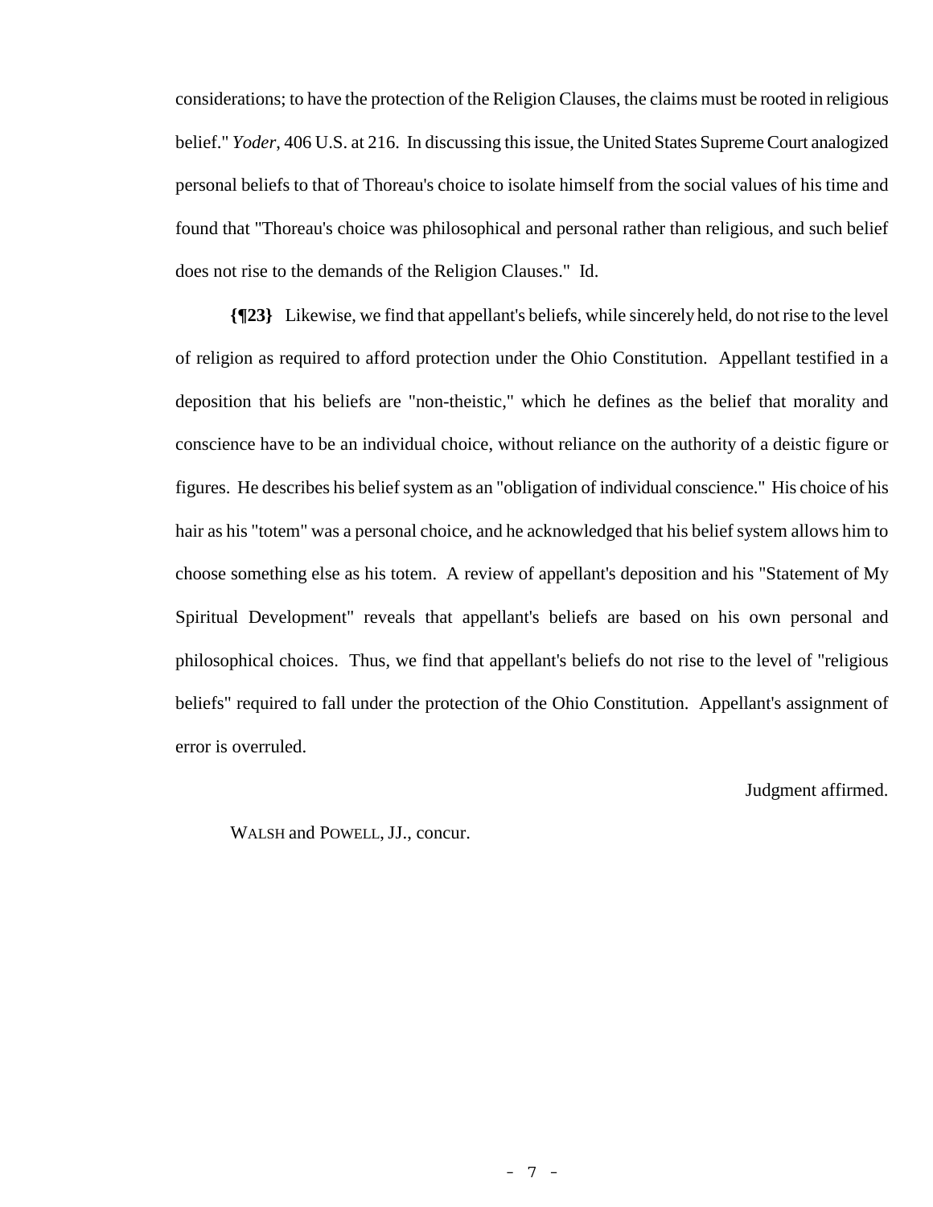considerations; to have the protection of the Religion Clauses, the claims must be rooted in religious belief." *Yoder*, 406 U.S. at 216. In discussing this issue, the United States Supreme Court analogized personal beliefs to that of Thoreau's choice to isolate himself from the social values of his time and found that "Thoreau's choice was philosophical and personal rather than religious, and such belief does not rise to the demands of the Religion Clauses." Id.

**{¶23}** Likewise, we find that appellant's beliefs, while sincerely held, do not rise to the level of religion as required to afford protection under the Ohio Constitution. Appellant testified in a deposition that his beliefs are "non-theistic," which he defines as the belief that morality and conscience have to be an individual choice, without reliance on the authority of a deistic figure or figures. He describes his belief system as an "obligation of individual conscience." His choice of his hair as his "totem" was a personal choice, and he acknowledged that his belief system allows him to choose something else as his totem. A review of appellant's deposition and his "Statement of My Spiritual Development" reveals that appellant's beliefs are based on his own personal and philosophical choices. Thus, we find that appellant's beliefs do not rise to the level of "religious beliefs" required to fall under the protection of the Ohio Constitution. Appellant's assignment of error is overruled.

Judgment affirmed.

WALSH and POWELL, JJ., concur.